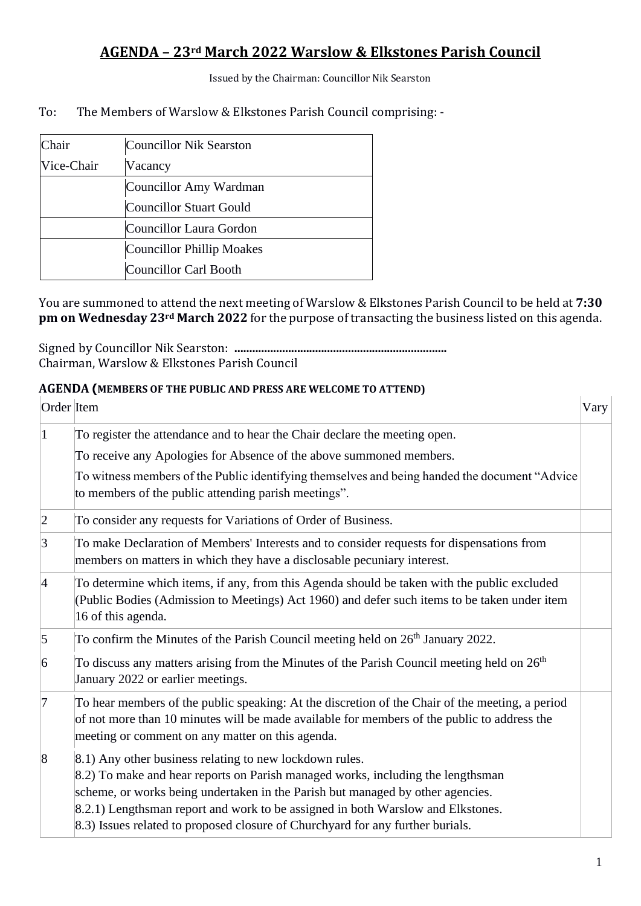# AGENDA – 23rd March 2022 Warslow & Elkstones Parish Council

Issued by the Chairman: Councillor Nik Searston

To: The Members of Warslow & Elkstones Parish Council comprising: -

| | |
|---|---|
| Chair | Councillor Nik Searston |
| Vice-Chair | Vacancy |
| | Councillor Amy Wardman |
| | Councillor Stuart Gould |
| | Councillor Laura Gordon |
| | Councillor Phillip Moakes |
| | Councillor Carl Booth |

You are summoned to attend the next meeting of Warslow & Elkstones Parish Council to be held at **7:30 pm on Wednesday 23rd March 2022** for the purpose of transacting the business listed on this agenda.

Signed by Councillor Nik Searston: **......................................................................**
Chairman, Warslow & Elkstones Parish Council

## AGENDA (MEMBERS OF THE PUBLIC AND PRESS ARE WELCOME TO ATTEND)

| Order | Item | Vary |
|---|---|---|
| 1 | To register the attendance and to hear the Chair declare the meeting open.<br>To receive any Apologies for Absence of the above summoned members.<br>To witness members of the Public identifying themselves and being handed the document "Advice to members of the public attending parish meetings". | |
| 2 | To consider any requests for Variations of Order of Business. | |
| 3 | To make Declaration of Members' Interests and to consider requests for dispensations from members on matters in which they have a disclosable pecuniary interest. | |
| 4 | To determine which items, if any, from this Agenda should be taken with the public excluded (Public Bodies (Admission to Meetings) Act 1960) and defer such items to be taken under item 16 of this agenda. | |
| 5 | To confirm the Minutes of the Parish Council meeting held on 26th January 2022. | |
| 6 | To discuss any matters arising from the Minutes of the Parish Council meeting held on 26th January 2022 or earlier meetings. | |
| 7 | To hear members of the public speaking: At the discretion of the Chair of the meeting, a period of not more than 10 minutes will be made available for members of the public to address the meeting or comment on any matter on this agenda. | |
| 8 | 8.1) Any other business relating to new lockdown rules.<br>8.2) To make and hear reports on Parish managed works, including the lengthsman scheme, or works being undertaken in the Parish but managed by other agencies.<br>8.2.1) Lengthsman report and work to be assigned in both Warslow and Elkstones.<br>8.3) Issues related to proposed closure of Churchyard for any further burials. | |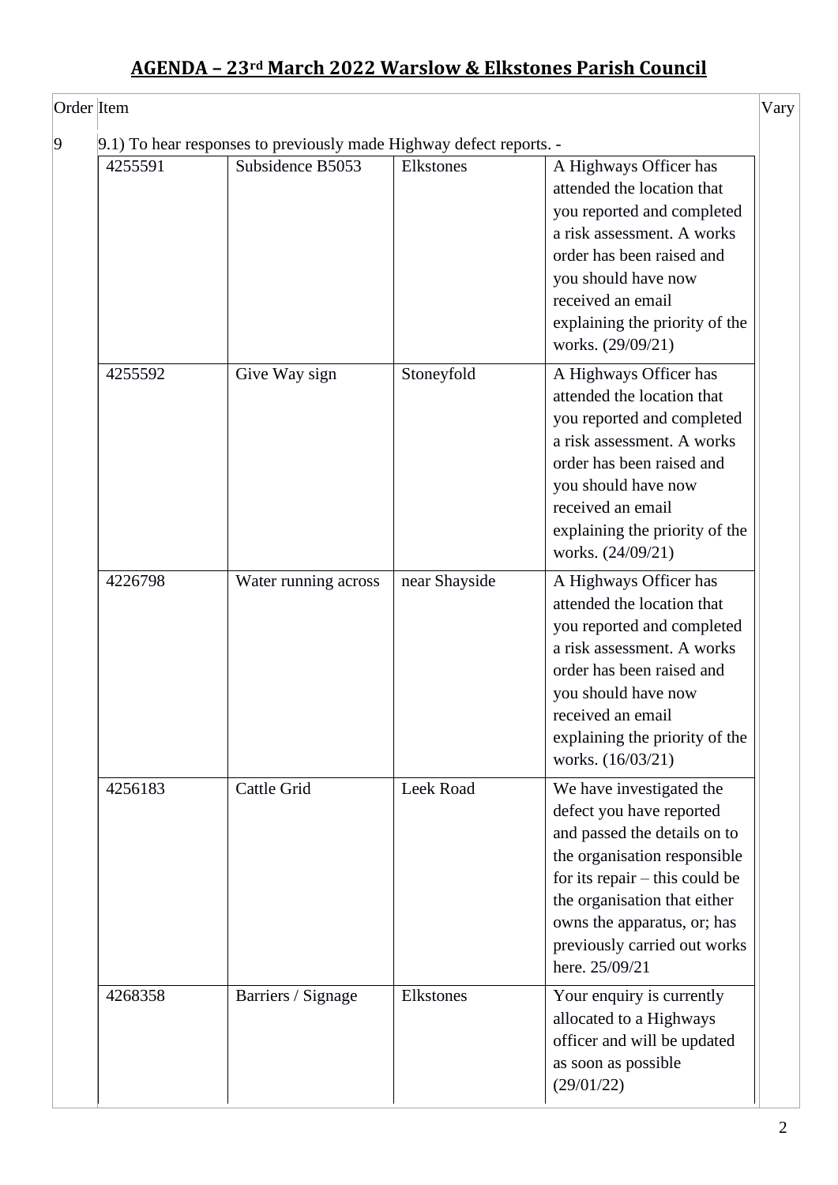## AGENDA – 23rd March 2022 Warslow & Elkstones Parish Council

| Order | Item | | | | Vary |
|---|---|---|---|---|---|
| 9 | 9.1) To hear responses to previously made Highway defect reports. - | | | | |
| | 4255591 | Subsidence B5053 | Elkstones | A Highways Officer has attended the location that you reported and completed a risk assessment. A works order has been raised and you should have now received an email explaining the priority of the works. (29/09/21) | |
| | 4255592 | Give Way sign | Stoneyfold | A Highways Officer has attended the location that you reported and completed a risk assessment. A works order has been raised and you should have now received an email explaining the priority of the works. (24/09/21) | |
| | 4226798 | Water running across | near Shayside | A Highways Officer has attended the location that you reported and completed a risk assessment. A works order has been raised and you should have now received an email explaining the priority of the works. (16/03/21) | |
| | 4256183 | Cattle Grid | Leek Road | We have investigated the defect you have reported and passed the details on to the organisation responsible for its repair – this could be the organisation that either owns the apparatus, or; has previously carried out works here. 25/09/21 | |
| | 4268358 | Barriers / Signage | Elkstones | Your enquiry is currently allocated to a Highways officer and will be updated as soon as possible (29/01/22) | |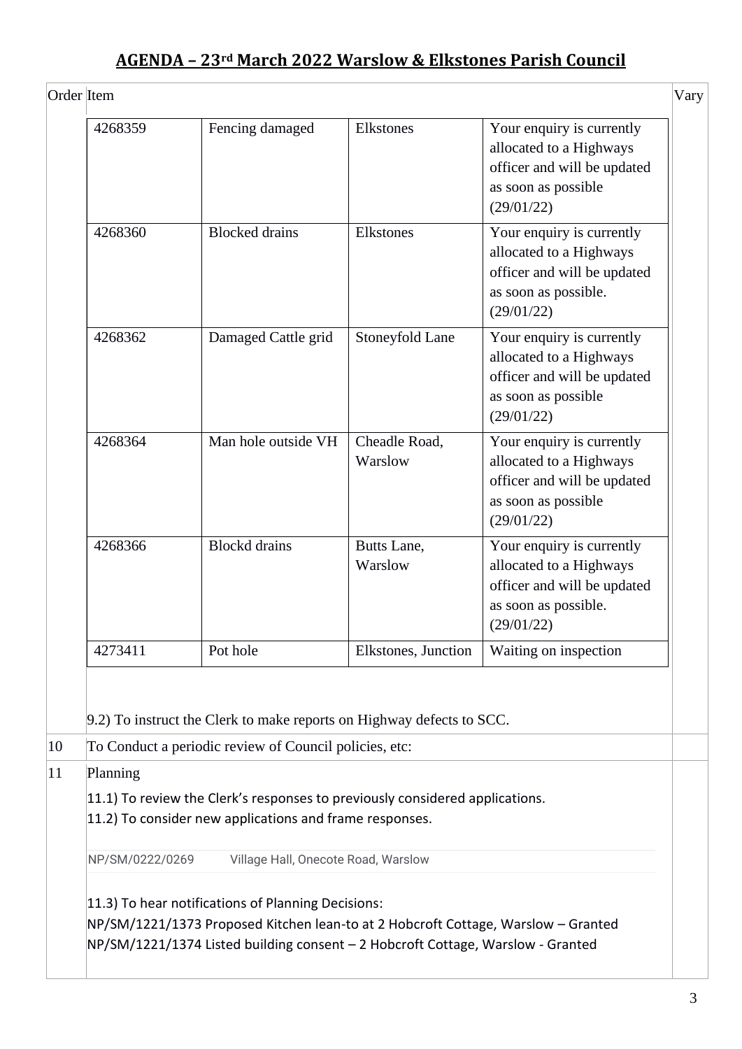## AGENDA – 23rd March 2022 Warslow & Elkstones Parish Council

| Order | Item | Vary |
|---|---|---|

| | | | |
|---|---|---|---|
| 4268359 | Fencing damaged | Elkstones | Your enquiry is currently allocated to a Highways officer and will be updated as soon as possible (29/01/22) |
| 4268360 | Blocked drains | Elkstones | Your enquiry is currently allocated to a Highways officer and will be updated as soon as possible. (29/01/22) |
| 4268362 | Damaged Cattle grid | Stoneyfold Lane | Your enquiry is currently allocated to a Highways officer and will be updated as soon as possible (29/01/22) |
| 4268364 | Man hole outside VH | Cheadle Road, Warslow | Your enquiry is currently allocated to a Highways officer and will be updated as soon as possible (29/01/22) |
| 4268366 | Blockd drains | Butts Lane, Warslow | Your enquiry is currently allocated to a Highways officer and will be updated as soon as possible. (29/01/22) |
| 4273411 | Pot hole | Elkstones, Junction | Waiting on inspection |

9.2) To instruct the Clerk to make reports on Highway defects to SCC.

**10** To Conduct a periodic review of Council policies, etc:

**11** Planning

11.1) To review the Clerk's responses to previously considered applications.
11.2) To consider new applications and frame responses.

NP/SM/0222/0269 Village Hall, Onecote Road, Warslow

11.3) To hear notifications of Planning Decisions:
NP/SM/1221/1373 Proposed Kitchen lean-to at 2 Hobcroft Cottage, Warslow – Granted
NP/SM/1221/1374 Listed building consent – 2 Hobcroft Cottage, Warslow - Granted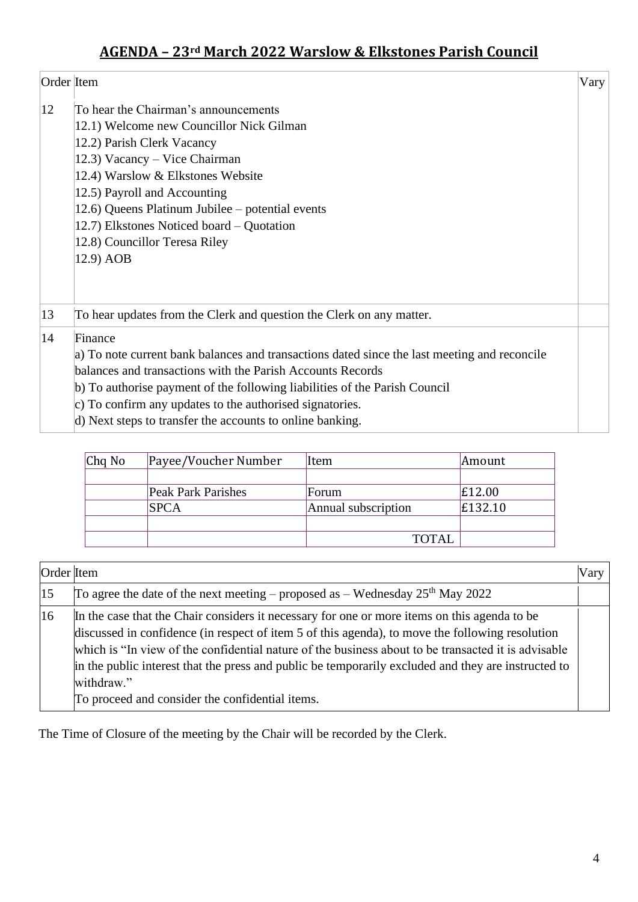## **AGENDA – 23rd March 2022 Warslow & Elkstones Parish Council**

| Order | Item | Vary |
|---|---|---|
| 12 | To hear the Chairman's announcements<br>12.1) Welcome new Councillor Nick Gilman<br>12.2) Parish Clerk Vacancy<br>12.3) Vacancy – Vice Chairman<br>12.4) Warslow & Elkstones Website<br>12.5) Payroll and Accounting<br>12.6) Queens Platinum Jubilee – potential events<br>12.7) Elkstones Noticed board – Quotation<br>12.8) Councillor Teresa Riley<br>12.9) AOB | |
| 13 | To hear updates from the Clerk and question the Clerk on any matter. | |
| 14 | Finance<br>a) To note current bank balances and transactions dated since the last meeting and reconcile balances and transactions with the Parish Accounts Records<br>b) To authorise payment of the following liabilities of the Parish Council<br>c) To confirm any updates to the authorised signatories.<br>d) Next steps to transfer the accounts to online banking. | |

| Chq No | Payee/Voucher Number | Item | Amount |
|---|---|---|---|
| | | | |
| | Peak Park Parishes | Forum | £12.00 |
| | SPCA | Annual subscription | £132.10 |
| | | | |
| | | TOTAL | |

| Order | Item | Vary |
|---|---|---|
| 15 | To agree the date of the next meeting – proposed as – Wednesday 25th May 2022 | |
| 16 | In the case that the Chair considers it necessary for one or more items on this agenda to be discussed in confidence (in respect of item 5 of this agenda), to move the following resolution which is "In view of the confidential nature of the business about to be transacted it is advisable in the public interest that the press and public be temporarily excluded and they are instructed to withdraw."<br>To proceed and consider the confidential items. | |

The Time of Closure of the meeting by the Chair will be recorded by the Clerk.